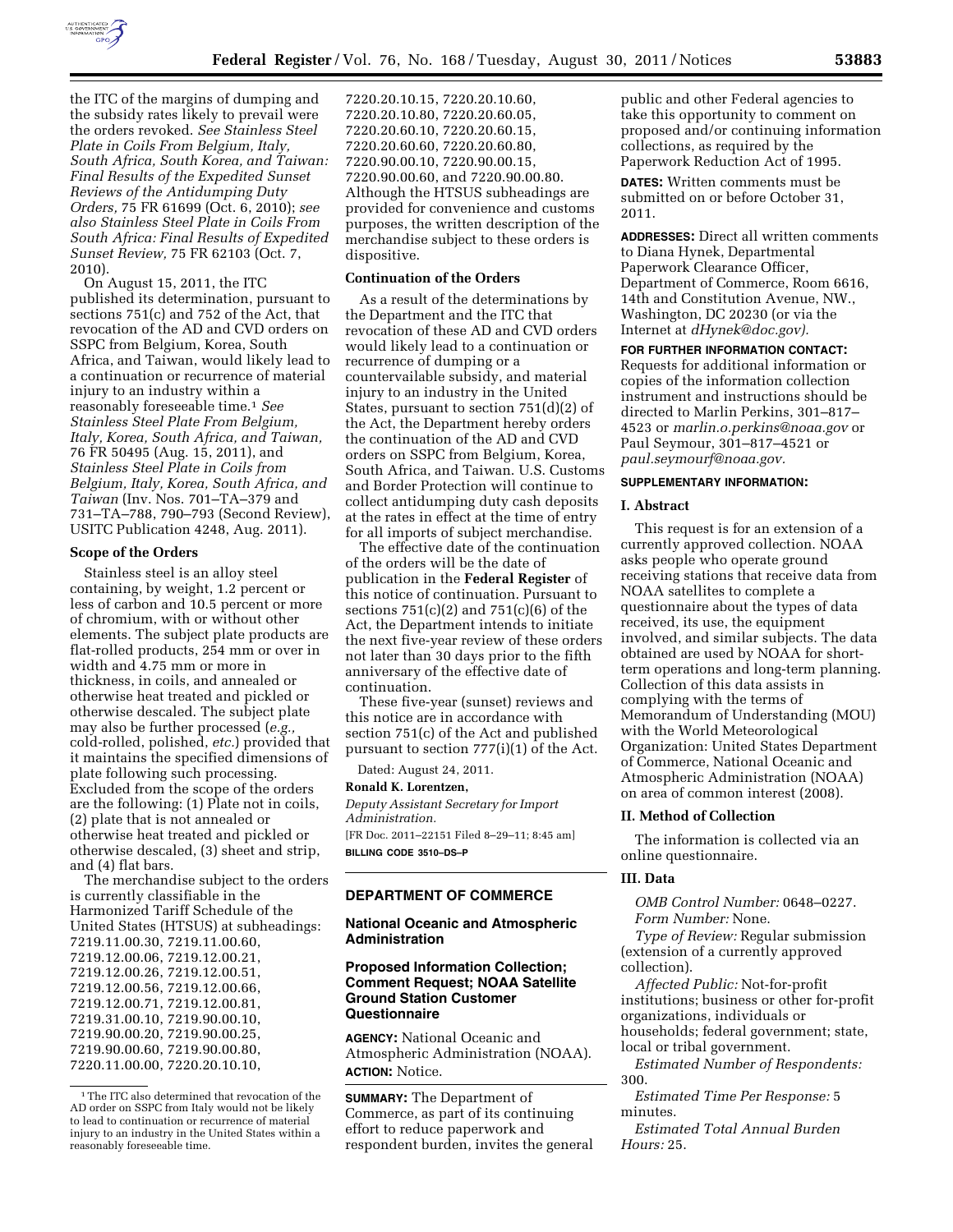the ITC of the margins of dumping and the subsidy rates likely to prevail were the orders revoked. *See Stainless Steel Plate in Coils From Belgium, Italy, South Africa, South Korea, and Taiwan: Final Results of the Expedited Sunset Reviews of the Antidumping Duty Orders,* 75 FR 61699 (Oct. 6, 2010); *see also Stainless Steel Plate in Coils From South Africa: Final Results of Expedited Sunset Review,* 75 FR 62103 (Oct. 7, 2010).

On August 15, 2011, the ITC published its determination, pursuant to sections 751(c) and 752 of the Act, that revocation of the AD and CVD orders on SSPC from Belgium, Korea, South Africa, and Taiwan, would likely lead to a continuation or recurrence of material injury to an industry within a reasonably foreseeable time.[1] *See Stainless Steel Plate From Belgium, Italy, Korea, South Africa, and Taiwan,* 76 FR 50495 (Aug. 15, 2011), and *Stainless Steel Plate in Coils from Belgium, Italy, Korea, South Africa, and Taiwan* (Inv. Nos. 701–TA–379 and 731–TA–788, 790–793 (Second Review), USITC Publication 4248, Aug. 2011).

## Scope of the Orders

Stainless steel is an alloy steel containing, by weight, 1.2 percent or less of carbon and 10.5 percent or more of chromium, with or without other elements. The subject plate products are flat-rolled products, 254 mm or over in width and 4.75 mm or more in thickness, in coils, and annealed or otherwise heat treated and pickled or otherwise descaled. The subject plate may also be further processed (*e.g.,* cold-rolled, polished, *etc.*) provided that it maintains the specified dimensions of plate following such processing. Excluded from the scope of the orders are the following: (1) Plate not in coils, (2) plate that is not annealed or otherwise heat treated and pickled or otherwise descaled, (3) sheet and strip, and (4) flat bars.

The merchandise subject to the orders is currently classifiable in the Harmonized Tariff Schedule of the United States (HTSUS) at subheadings: 7219.11.00.30, 7219.11.00.60, 7219.12.00.06, 7219.12.00.21, 7219.12.00.26, 7219.12.00.51, 7219.12.00.56, 7219.12.00.66, 7219.12.00.71, 7219.12.00.81, 7219.31.00.10, 7219.90.00.10, 7219.90.00.20, 7219.90.00.25, 7219.90.00.60, 7219.90.00.80, 7220.11.00.00, 7220.20.10.10, 7220.20.10.15, 7220.20.10.60, 7220.20.10.80, 7220.20.60.05, 7220.20.60.10, 7220.20.60.15, 7220.20.60.60, 7220.20.60.80, 7220.90.00.10, 7220.90.00.15, 7220.90.00.60, and 7220.90.00.80. Although the HTSUS subheadings are provided for convenience and customs purposes, the written description of the merchandise subject to these orders is dispositive.

## Continuation of the Orders

As a result of the determinations by the Department and the ITC that revocation of these AD and CVD orders would likely lead to a continuation or recurrence of dumping or a countervailable subsidy, and material injury to an industry in the United States, pursuant to section 751(d)(2) of the Act, the Department hereby orders the continuation of the AD and CVD orders on SSPC from Belgium, Korea, South Africa, and Taiwan. U.S. Customs and Border Protection will continue to collect antidumping duty cash deposits at the rates in effect at the time of entry for all imports of subject merchandise.

The effective date of the continuation of the orders will be the date of publication in the **Federal Register** of this notice of continuation. Pursuant to sections 751(c)(2) and 751(c)(6) of the Act, the Department intends to initiate the next five-year review of these orders not later than 30 days prior to the fifth anniversary of the effective date of continuation.

These five-year (sunset) reviews and this notice are in accordance with section 751(c) of the Act and published pursuant to section 777(i)(1) of the Act.

Dated: August 24, 2011.

**Ronald K. Lorentzen,**

*Deputy Assistant Secretary for Import Administration.*

[FR Doc. 2011–22151 Filed 8–29–11; 8:45 am]

**BILLING CODE 3510–DS–P**

[1] The ITC also determined that revocation of the AD order on SSPC from Italy would not be likely to lead to continuation or recurrence of material injury to an industry in the United States within a reasonably foreseeable time.

---

# DEPARTMENT OF COMMERCE

## National Oceanic and Atmospheric Administration

## Proposed Information Collection; Comment Request; NOAA Satellite Ground Station Customer Questionnaire

**AGENCY:** National Oceanic and Atmospheric Administration (NOAA).

**ACTION:** Notice.

**SUMMARY:** The Department of Commerce, as part of its continuing effort to reduce paperwork and respondent burden, invites the general public and other Federal agencies to take this opportunity to comment on proposed and/or continuing information collections, as required by the Paperwork Reduction Act of 1995.

**DATES:** Written comments must be submitted on or before October 31, 2011.

**ADDRESSES:** Direct all written comments to Diana Hynek, Departmental Paperwork Clearance Officer, Department of Commerce, Room 6616, 14th and Constitution Avenue, NW., Washington, DC 20230 (or via the Internet at *dHynek@doc.gov).*

**FOR FURTHER INFORMATION CONTACT:** Requests for additional information or copies of the information collection instrument and instructions should be directed to Marlin Perkins, 301–817–4523 or *marlin.o.perkins@noaa.gov* or Paul Seymour, 301–817–4521 or *paul.seymourf@noaa.gov.*

**SUPPLEMENTARY INFORMATION:**

### I. Abstract

This request is for an extension of a currently approved collection. NOAA asks people who operate ground receiving stations that receive data from NOAA satellites to complete a questionnaire about the types of data received, its use, the equipment involved, and similar subjects. The data obtained are used by NOAA for short-term operations and long-term planning. Collection of this data assists in complying with the terms of Memorandum of Understanding (MOU) with the World Meteorological Organization: United States Department of Commerce, National Oceanic and Atmospheric Administration (NOAA) on area of common interest (2008).

### II. Method of Collection

The information is collected via an online questionnaire.

### III. Data

*OMB Control Number:* 0648–0227.

*Form Number:* None.

*Type of Review:* Regular submission (extension of a currently approved collection).

*Affected Public:* Not-for-profit institutions; business or other for-profit organizations, individuals or households; federal government; state, local or tribal government.

*Estimated Number of Respondents:* 300.

*Estimated Time Per Response:* 5 minutes.

*Estimated Total Annual Burden Hours:* 25.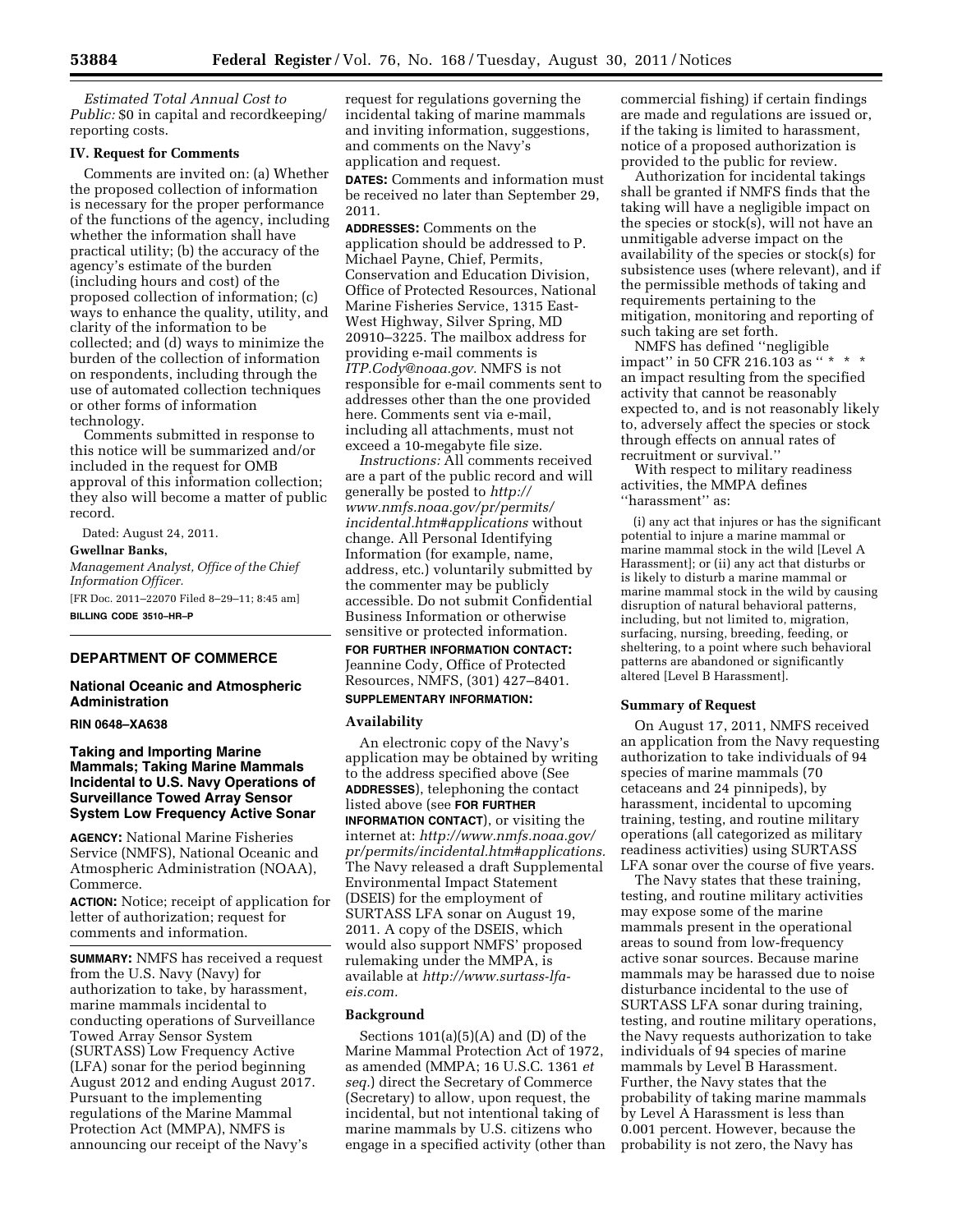*Estimated Total Annual Cost to Public:* $0 in capital and recordkeeping/reporting costs.

**IV. Request for Comments**

Comments are invited on: (a) Whether the proposed collection of information is necessary for the proper performance of the functions of the agency, including whether the information shall have practical utility; (b) the accuracy of the agency's estimate of the burden (including hours and cost) of the proposed collection of information; (c) ways to enhance the quality, utility, and clarity of the information to be collected; and (d) ways to minimize the burden of the collection of information on respondents, including through the use of automated collection techniques or other forms of information technology.

Comments submitted in response to this notice will be summarized and/or included in the request for OMB approval of this information collection; they also will become a matter of public record.

Dated: August 24, 2011.

**Gwellnar Banks,**

*Management Analyst, Office of the Chief Information Officer.*

[FR Doc. 2011–22070 Filed 8–29–11; 8:45 am]

**BILLING CODE 3510–HR–P**

---

## DEPARTMENT OF COMMERCE

### National Oceanic and Atmospheric Administration

**RIN 0648–XA638**

### Taking and Importing Marine Mammals; Taking Marine Mammals Incidental to U.S. Navy Operations of Surveillance Towed Array Sensor System Low Frequency Active Sonar

**AGENCY:** National Marine Fisheries Service (NMFS), National Oceanic and Atmospheric Administration (NOAA), Commerce.

**ACTION:** Notice; receipt of application for letter of authorization; request for comments and information.

**SUMMARY:** NMFS has received a request from the U.S. Navy (Navy) for authorization to take, by harassment, marine mammals incidental to conducting operations of Surveillance Towed Array Sensor System (SURTASS) Low Frequency Active (LFA) sonar for the period beginning August 2012 and ending August 2017. Pursuant to the implementing regulations of the Marine Mammal Protection Act (MMPA), NMFS is announcing our receipt of the Navy's request for regulations governing the incidental taking of marine mammals and inviting information, suggestions, and comments on the Navy's application and request.

**DATES:** Comments and information must be received no later than September 29, 2011.

**ADDRESSES:** Comments on the application should be addressed to P. Michael Payne, Chief, Permits, Conservation and Education Division, Office of Protected Resources, National Marine Fisheries Service, 1315 East-West Highway, Silver Spring, MD 20910–3225. The mailbox address for providing e-mail comments is *ITP.Cody@noaa.gov*. NMFS is not responsible for e-mail comments sent to addresses other than the one provided here. Comments sent via e-mail, including all attachments, must not exceed a 10-megabyte file size.

*Instructions:* All comments received are a part of the public record and will generally be posted to *http://www.nmfs.noaa.gov/pr/permits/incidental.htm#applications* without change. All Personal Identifying Information (for example, name, address, etc.) voluntarily submitted by the commenter may be publicly accessible. Do not submit Confidential Business Information or otherwise sensitive or protected information.

**FOR FURTHER INFORMATION CONTACT:** Jeannine Cody, Office of Protected Resources, NMFS, (301) 427–8401.

**SUPPLEMENTARY INFORMATION:**

**Availability**

An electronic copy of the Navy's application may be obtained by writing to the address specified above (See **ADDRESSES**), telephoning the contact listed above (see **FOR FURTHER INFORMATION CONTACT**), or visiting the internet at: *http://www.nmfs.noaa.gov/pr/permits/incidental.htm#applications*. The Navy released a draft Supplemental Environmental Impact Statement (DSEIS) for the employment of SURTASS LFA sonar on August 19, 2011. A copy of the DSEIS, which would also support NMFS' proposed rulemaking under the MMPA, is available at *http://www.surtass-lfa-eis.com*.

**Background**

Sections 101(a)(5)(A) and (D) of the Marine Mammal Protection Act of 1972, as amended (MMPA; 16 U.S.C. 1361 *et seq.*) direct the Secretary of Commerce (Secretary) to allow, upon request, the incidental, but not intentional taking of marine mammals by U.S. citizens who engage in a specified activity (other than commercial fishing) if certain findings are made and regulations are issued or, if the taking is limited to harassment, notice of a proposed authorization is provided to the public for review.

Authorization for incidental takings shall be granted if NMFS finds that the taking will have a negligible impact on the species or stock(s), will not have an unmitigable adverse impact on the availability of the species or stock(s) for subsistence uses (where relevant), and if the permissible methods of taking and requirements pertaining to the mitigation, monitoring and reporting of such taking are set forth.

NMFS has defined "negligible impact" in 50 CFR 216.103 as "* * * an impact resulting from the specified activity that cannot be reasonably expected to, and is not reasonably likely to, adversely affect the species or stock through effects on annual rates of recruitment or survival."

With respect to military readiness activities, the MMPA defines "harassment" as:

> (i) any act that injures or has the significant potential to injure a marine mammal or marine mammal stock in the wild [Level A Harassment]; or (ii) any act that disturbs or is likely to disturb a marine mammal or marine mammal stock in the wild by causing disruption of natural behavioral patterns, including, but not limited to, migration, surfacing, nursing, breeding, feeding, or sheltering, to a point where such behavioral patterns are abandoned or significantly altered [Level B Harassment].

**Summary of Request**

On August 17, 2011, NMFS received an application from the Navy requesting authorization to take individuals of 94 species of marine mammals (70 cetaceans and 24 pinnipeds), by harassment, incidental to upcoming training, testing, and routine military operations (all categorized as military readiness activities) using SURTASS LFA sonar over the course of five years.

The Navy states that these training, testing, and routine military activities may expose some of the marine mammals present in the operational areas to sound from low-frequency active sonar sources. Because marine mammals may be harassed due to noise disturbance incidental to the use of SURTASS LFA sonar during training, testing, and routine military operations, the Navy requests authorization to take individuals of 94 species of marine mammals by Level B Harassment. Further, the Navy states that the probability of taking marine mammals by Level A Harassment is less than 0.001 percent. However, because the probability is not zero, the Navy has